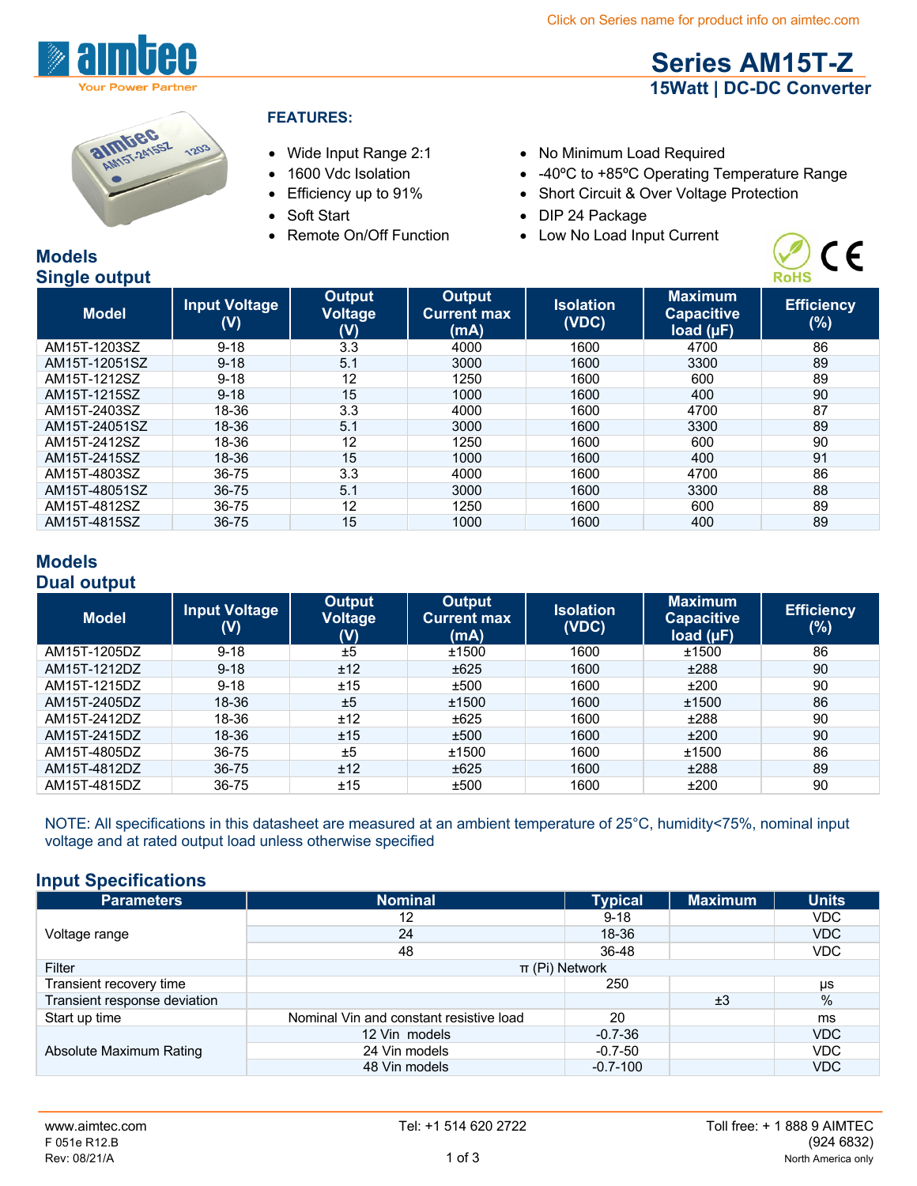Click on Series name for product info on aimtec.com

# Series AM15T-Z

## 15Watt | DC-DC Converter

**FEATURES:**

- Wide Input Range 2:1
- 1600 Vdc Isolation
- Efficiency up to 91%
- Soft Start
- Remote On/Off Function
- No Minimum Load Required
- -40ºC to +85ºC Operating Temperature Range
- Short Circuit & Over Voltage Protection
- DIP 24 Package
- Low No Load Input Current

## Models
## Single output

| Model | Input Voltage (V) | Output Voltage (V) | Output Current max (mA) | Isolation (VDC) | Maximum Capacitive load (µF) | Efficiency (%) |
|---|---|---|---|---|---|---|
| AM15T-1203SZ | 9-18 | 3.3 | 4000 | 1600 | 4700 | 86 |
| AM15T-12051SZ | 9-18 | 5.1 | 3000 | 1600 | 3300 | 89 |
| AM15T-1212SZ | 9-18 | 12 | 1250 | 1600 | 600 | 89 |
| AM15T-1215SZ | 9-18 | 15 | 1000 | 1600 | 400 | 90 |
| AM15T-2403SZ | 18-36 | 3.3 | 4000 | 1600 | 4700 | 87 |
| AM15T-24051SZ | 18-36 | 5.1 | 3000 | 1600 | 3300 | 89 |
| AM15T-2412SZ | 18-36 | 12 | 1250 | 1600 | 600 | 90 |
| AM15T-2415SZ | 18-36 | 15 | 1000 | 1600 | 400 | 91 |
| AM15T-4803SZ | 36-75 | 3.3 | 4000 | 1600 | 4700 | 86 |
| AM15T-48051SZ | 36-75 | 5.1 | 3000 | 1600 | 3300 | 88 |
| AM15T-4812SZ | 36-75 | 12 | 1250 | 1600 | 600 | 89 |
| AM15T-4815SZ | 36-75 | 15 | 1000 | 1600 | 400 | 89 |

## Models
## Dual output

| Model | Input Voltage (V) | Output Voltage (V) | Output Current max (mA) | Isolation (VDC) | Maximum Capacitive load (µF) | Efficiency (%) |
|---|---|---|---|---|---|---|
| AM15T-1205DZ | 9-18 | ±5 | ±1500 | 1600 | ±1500 | 86 |
| AM15T-1212DZ | 9-18 | ±12 | ±625 | 1600 | ±288 | 90 |
| AM15T-1215DZ | 9-18 | ±15 | ±500 | 1600 | ±200 | 90 |
| AM15T-2405DZ | 18-36 | ±5 | ±1500 | 1600 | ±1500 | 86 |
| AM15T-2412DZ | 18-36 | ±12 | ±625 | 1600 | ±288 | 90 |
| AM15T-2415DZ | 18-36 | ±15 | ±500 | 1600 | ±200 | 90 |
| AM15T-4805DZ | 36-75 | ±5 | ±1500 | 1600 | ±1500 | 86 |
| AM15T-4812DZ | 36-75 | ±12 | ±625 | 1600 | ±288 | 89 |
| AM15T-4815DZ | 36-75 | ±15 | ±500 | 1600 | ±200 | 90 |

NOTE: All specifications in this datasheet are measured at an ambient temperature of 25°C, humidity<75%, nominal input voltage and at rated output load unless otherwise specified

## Input Specifications

| Parameters | Nominal | Typical | Maximum | Units |
|---|---|---|---|---|
| Voltage range | 12 | 9-18 | | VDC |
| | 24 | 18-36 | | VDC |
| | 48 | 36-48 | | VDC |
| Filter | π (Pi) Network | | | |
| Transient recovery time | | 250 | | µs |
| Transient response deviation | | | ±3 | % |
| Start up time | Nominal Vin and constant resistive load | 20 | | ms |
| Absolute Maximum Rating | 12 Vin models | -0.7-36 | | VDC |
| | 24 Vin models | -0.7-50 | | VDC |
| | 48 Vin models | -0.7-100 | | VDC |

www.aimtec.com Tel: +1 514 620 2722 Toll free: + 1 888 9 AIMTEC (924 6832) North America only

F 051e R12.B
Rev: 08/21/A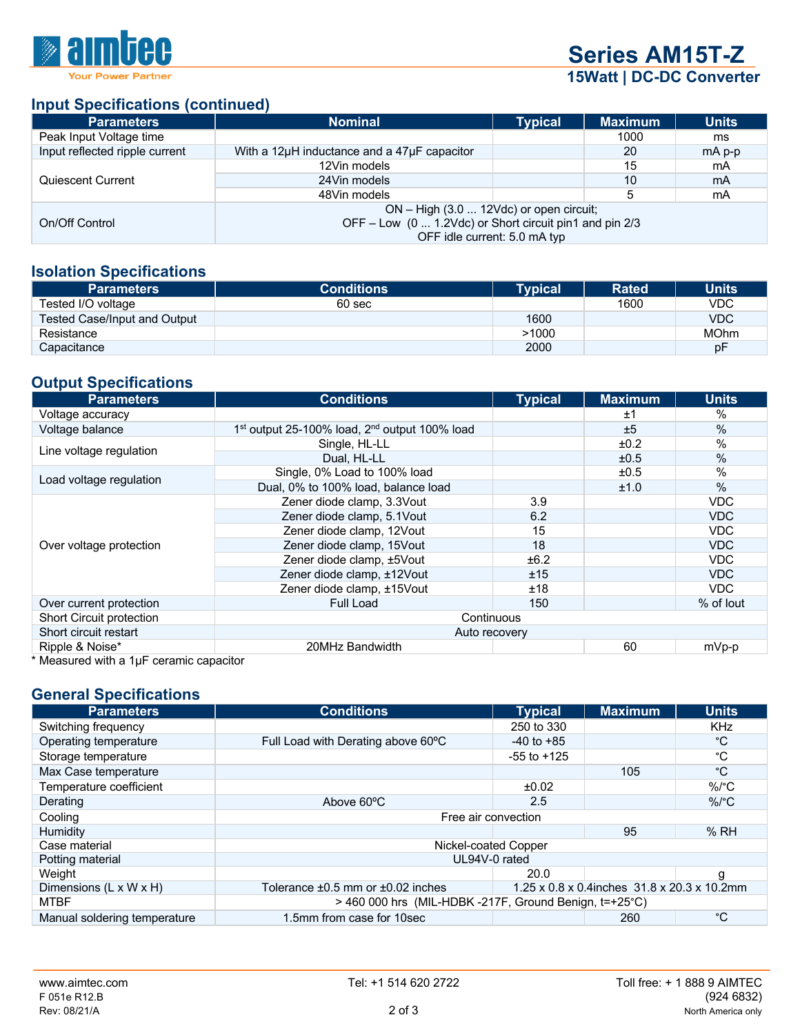## Input Specifications (continued)

| Parameters | Nominal | Typical | Maximum | Units |
|---|---|---|---|---|
| Peak Input Voltage time | | | 1000 | ms |
| Input reflected ripple current | With a 12μH inductance and a 47μF capacitor | | 20 | mA p-p |
| Quiescent Current | 12Vin models | | 15 | mA |
| | 24Vin models | | 10 | mA |
| | 48Vin models | | 5 | mA |
| On/Off Control | ON – High (3.0 ... 12Vdc) or open circuit; OFF – Low (0 ... 1.2Vdc) or Short circuit pin1 and pin 2/3 OFF idle current: 5.0 mA typ | | | |

## Isolation Specifications

| Parameters | Conditions | Typical | Rated | Units |
|---|---|---|---|---|
| Tested I/O voltage | 60 sec | | 1600 | VDC |
| Tested Case/Input and Output | | 1600 | | VDC |
| Resistance | | >1000 | | MOhm |
| Capacitance | | 2000 | | pF |

## Output Specifications

| Parameters | Conditions | Typical | Maximum | Units |
|---|---|---|---|---|
| Voltage accuracy | | | ±1 | % |
| Voltage balance | 1st output 25-100% load, 2nd output 100% load | | ±5 | % |
| Line voltage regulation | Single, HL-LL | | ±0.2 | % |
| | Dual, HL-LL | | ±0.5 | % |
| Load voltage regulation | Single, 0% Load to 100% load | | ±0.5 | % |
| | Dual, 0% to 100% load, balance load | | ±1.0 | % |
| Over voltage protection | Zener diode clamp, 3.3Vout | 3.9 | | VDC |
| | Zener diode clamp, 5.1Vout | 6.2 | | VDC |
| | Zener diode clamp, 12Vout | 15 | | VDC |
| | Zener diode clamp, 15Vout | 18 | | VDC |
| | Zener diode clamp, ±5Vout | ±6.2 | | VDC |
| | Zener diode clamp, ±12Vout | ±15 | | VDC |
| | Zener diode clamp, ±15Vout | ±18 | | VDC |
| Over current protection | Full Load | 150 | | % of Iout |
| Short Circuit protection | Continuous | | | |
| Short circuit restart | Auto recovery | | | |
| Ripple & Noise* | 20MHz Bandwidth | | 60 | mVp-p |

\* Measured with a 1μF ceramic capacitor

## General Specifications

| Parameters | Conditions | Typical | Maximum | Units |
|---|---|---|---|---|
| Switching frequency | | 250 to 330 | | KHz |
| Operating temperature | Full Load with Derating above 60ºC | -40 to +85 | | °C |
| Storage temperature | | -55 to +125 | | °C |
| Max Case temperature | | | 105 | °C |
| Temperature coefficient | | ±0.02 | | %/°C |
| Derating | Above 60ºC | 2.5 | | %/°C |
| Cooling | Free air convection | | | |
| Humidity | | | 95 | % RH |
| Case material | Nickel-coated Copper | | | |
| Potting material | UL94V-0 rated | | | |
| Weight | | 20.0 | | g |
| Dimensions (L x W x H) | Tolerance ±0.5 mm or ±0.02 inches | 1.25 x 0.8 x 0.4inches 31.8 x 20.3 x 10.2mm | | |
| MTBF | > 460 000 hrs (MIL-HDBK -217F, Ground Benign, t=+25°C) | | | |
| Manual soldering temperature | 1.5mm from case for 10sec | | 260 | °C |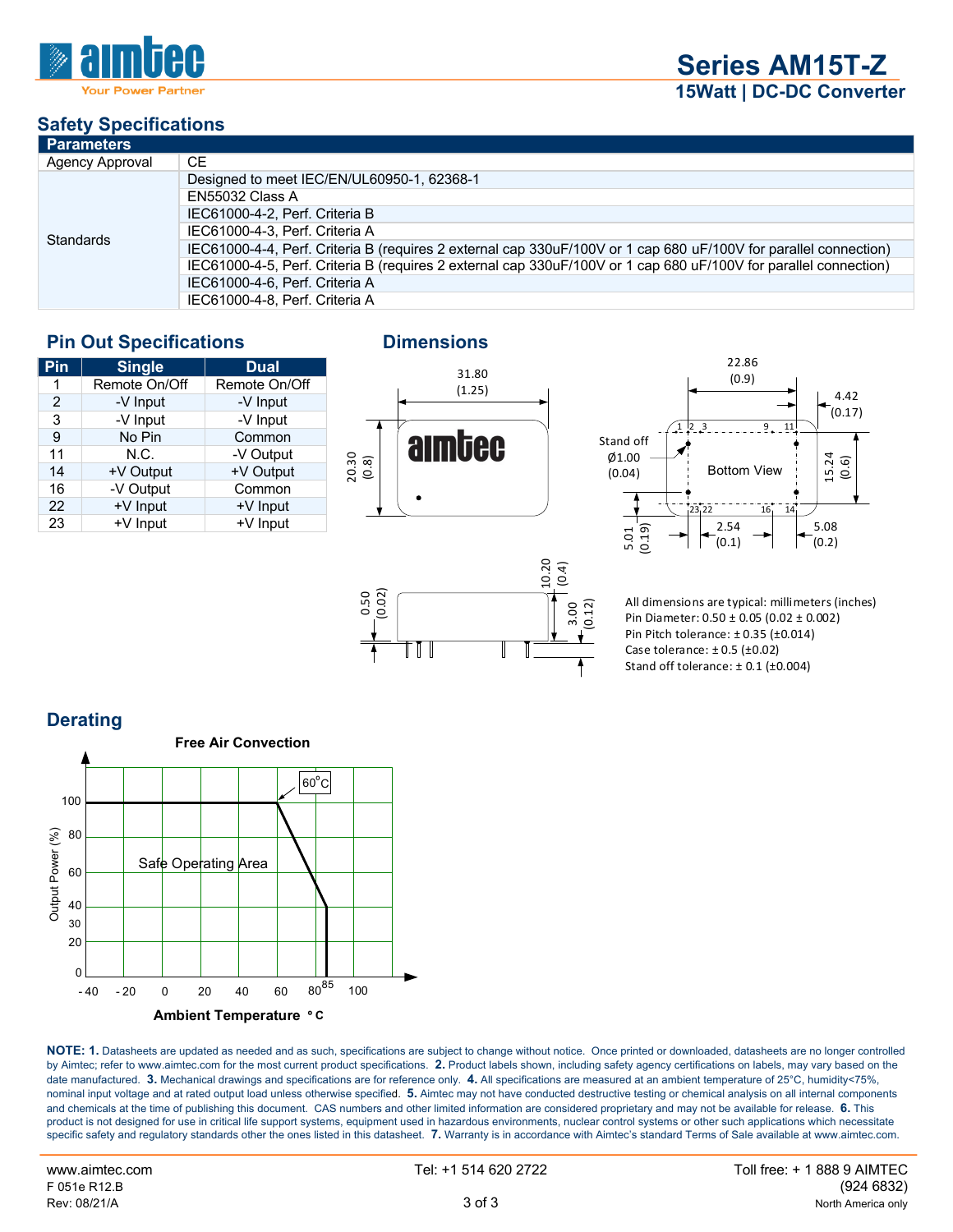## Safety Specifications

| Parameters | |
|---|---|
| Agency Approval | CE |
| Standards | Designed to meet IEC/EN/UL60950-1, 62368-1 |
| | EN55032 Class A |
| | IEC61000-4-2, Perf. Criteria B |
| | IEC61000-4-3, Perf. Criteria A |
| | IEC61000-4-4, Perf. Criteria B (requires 2 external cap 330uF/100V or 1 cap 680 uF/100V for parallel connection) |
| | IEC61000-4-5, Perf. Criteria B (requires 2 external cap 330uF/100V or 1 cap 680 uF/100V for parallel connection) |
| | IEC61000-4-6, Perf. Criteria A |
| | IEC61000-4-8, Perf. Criteria A |

## Pin Out Specifications

| Pin | Single | Dual |
|---|---|---|
| 1 | Remote On/Off | Remote On/Off |
| 2 | -V Input | -V Input |
| 3 | -V Input | -V Input |
| 9 | No Pin | Common |
| 11 | N.C. | -V Output |
| 14 | +V Output | +V Output |
| 16 | -V Output | Common |
| 22 | +V Input | +V Input |
| 23 | +V Input | +V Input |

## Dimensions

31.80 (1.25)
20.30 (0.8)
22.86 (0.9)
4.42 (0.17)
Stand off Ø1.00 (0.04)
Bottom View
15.24 (0.6)
5.01 (0.19)
2.54 (0.1)
5.08 (0.2)
10.20 (0.4)
0.50 (0.02)
3.00 (0.12)

All dimensions are typical: millimeters (inches)
Pin Diameter: 0.50 ± 0.05 (0.02 ± 0.002)
Pin Pitch tolerance: ± 0.35 (±0.014)
Case tolerance: ± 0.5 (±0.02)
Stand off tolerance: ± 0.1 (±0.004)

## Derating

Free Air Convection

60°C

Safe Operating Area

Output Power (%)

Ambient Temperature °C

**NOTE: 1.** Datasheets are updated as needed and as such, specifications are subject to change without notice. Once printed or downloaded, datasheets are no longer controlled by Aimtec; refer to www.aimtec.com for the most current product specifications. **2.** Product labels shown, including safety agency certifications on labels, may vary based on the date manufactured. **3.** Mechanical drawings and specifications are for reference only. **4.** All specifications are measured at an ambient temperature of 25°C, humidity<75%, nominal input voltage and at rated output load unless otherwise specified. **5.** Aimtec may not have conducted destructive testing or chemical analysis on all internal components and chemicals at the time of publishing this document. CAS numbers and other limited information are considered proprietary and may not be available for release. **6.** This product is not designed for use in critical life support systems, equipment used in hazardous environments, nuclear control systems or other such applications which necessitate specific safety and regulatory standards other the ones listed in this datasheet. **7.** Warranty is in accordance with Aimtec's standard Terms of Sale available at www.aimtec.com.